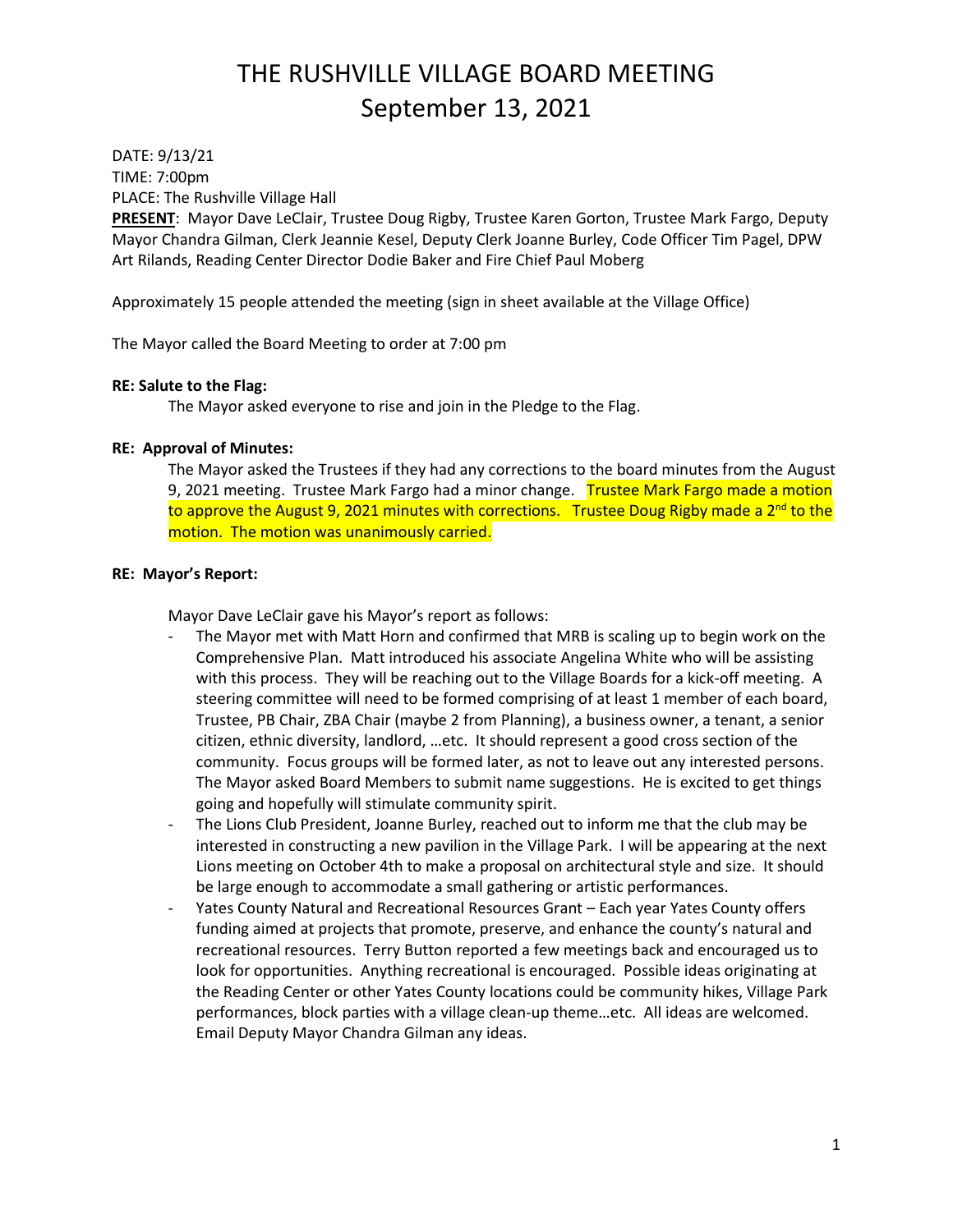# THE RUSHVILLE VILLAGE BOARD MEETING
# September 13, 2021

DATE: 9/13/21
TIME: 7:00pm
PLACE: The Rushville Village Hall
**PRESENT**: Mayor Dave LeClair, Trustee Doug Rigby, Trustee Karen Gorton, Trustee Mark Fargo, Deputy Mayor Chandra Gilman, Clerk Jeannie Kesel, Deputy Clerk Joanne Burley, Code Officer Tim Pagel, DPW Art Rilands, Reading Center Director Dodie Baker and Fire Chief Paul Moberg

Approximately 15 people attended the meeting (sign in sheet available at the Village Office)

The Mayor called the Board Meeting to order at 7:00 pm

**RE: Salute to the Flag:**

The Mayor asked everyone to rise and join in the Pledge to the Flag.

**RE: Approval of Minutes:**

The Mayor asked the Trustees if they had any corrections to the board minutes from the August 9, 2021 meeting. Trustee Mark Fargo had a minor change. Trustee Mark Fargo made a motion to approve the August 9, 2021 minutes with corrections. Trustee Doug Rigby made a 2nd to the motion. The motion was unanimously carried.

**RE: Mayor's Report:**

Mayor Dave LeClair gave his Mayor's report as follows:

- The Mayor met with Matt Horn and confirmed that MRB is scaling up to begin work on the Comprehensive Plan. Matt introduced his associate Angelina White who will be assisting with this process. They will be reaching out to the Village Boards for a kick-off meeting. A steering committee will need to be formed comprising of at least 1 member of each board, Trustee, PB Chair, ZBA Chair (maybe 2 from Planning), a business owner, a tenant, a senior citizen, ethnic diversity, landlord, …etc. It should represent a good cross section of the community. Focus groups will be formed later, as not to leave out any interested persons. The Mayor asked Board Members to submit name suggestions. He is excited to get things going and hopefully will stimulate community spirit.
- The Lions Club President, Joanne Burley, reached out to inform me that the club may be interested in constructing a new pavilion in the Village Park. I will be appearing at the next Lions meeting on October 4th to make a proposal on architectural style and size. It should be large enough to accommodate a small gathering or artistic performances.
- Yates County Natural and Recreational Resources Grant – Each year Yates County offers funding aimed at projects that promote, preserve, and enhance the county's natural and recreational resources. Terry Button reported a few meetings back and encouraged us to look for opportunities. Anything recreational is encouraged. Possible ideas originating at the Reading Center or other Yates County locations could be community hikes, Village Park performances, block parties with a village clean-up theme…etc. All ideas are welcomed. Email Deputy Mayor Chandra Gilman any ideas.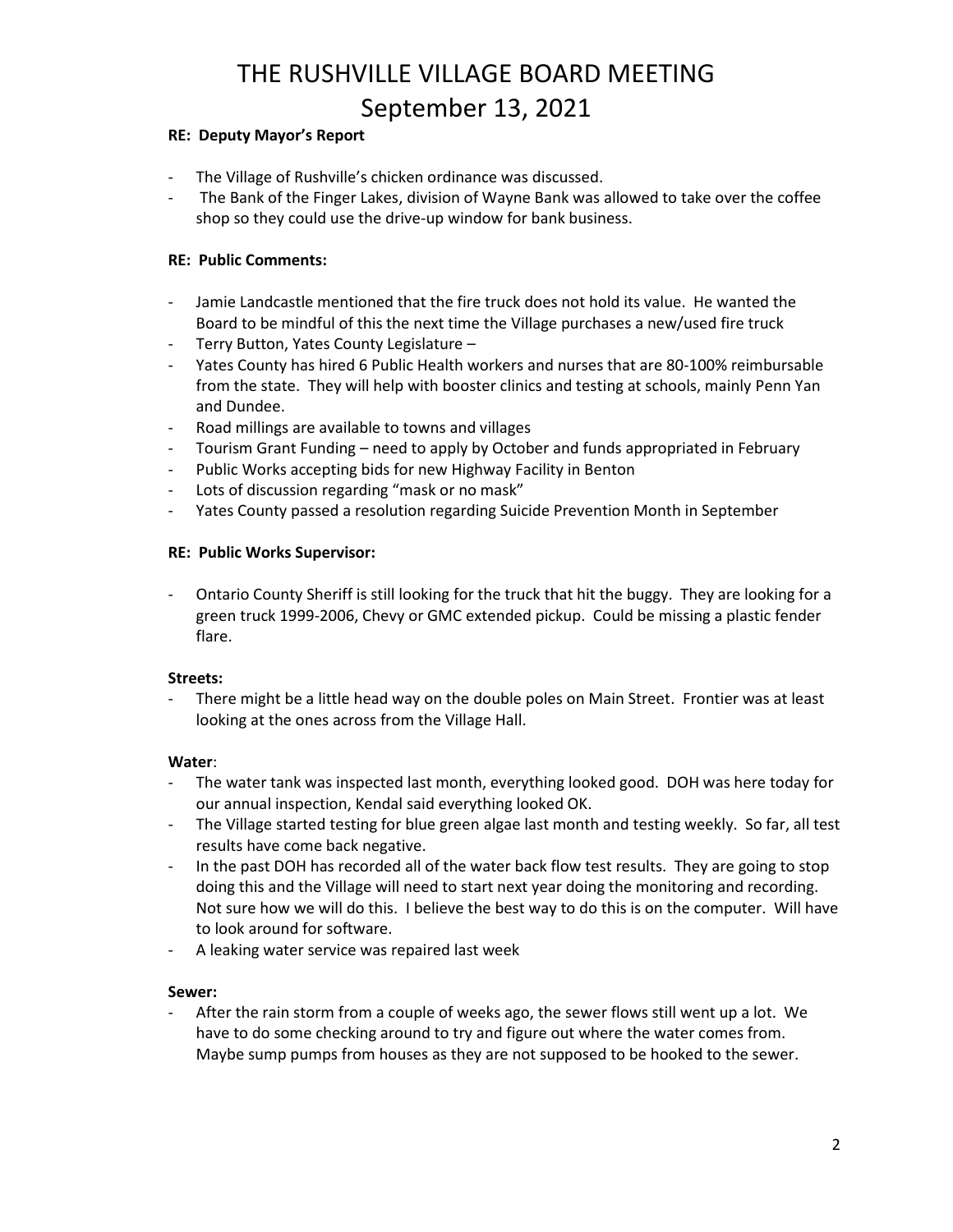# THE RUSHVILLE VILLAGE BOARD MEETING
# September 13, 2021

**RE: Deputy Mayor's Report**

- The Village of Rushville's chicken ordinance was discussed.
- The Bank of the Finger Lakes, division of Wayne Bank was allowed to take over the coffee shop so they could use the drive-up window for bank business.

**RE: Public Comments:**

- Jamie Landcastle mentioned that the fire truck does not hold its value. He wanted the Board to be mindful of this the next time the Village purchases a new/used fire truck
- Terry Button, Yates County Legislature –
- Yates County has hired 6 Public Health workers and nurses that are 80-100% reimbursable from the state. They will help with booster clinics and testing at schools, mainly Penn Yan and Dundee.
- Road millings are available to towns and villages
- Tourism Grant Funding – need to apply by October and funds appropriated in February
- Public Works accepting bids for new Highway Facility in Benton
- Lots of discussion regarding "mask or no mask"
- Yates County passed a resolution regarding Suicide Prevention Month in September

**RE: Public Works Supervisor:**

- Ontario County Sheriff is still looking for the truck that hit the buggy. They are looking for a green truck 1999-2006, Chevy or GMC extended pickup. Could be missing a plastic fender flare.

**Streets:**

- There might be a little head way on the double poles on Main Street. Frontier was at least looking at the ones across from the Village Hall.

**Water**:

- The water tank was inspected last month, everything looked good. DOH was here today for our annual inspection, Kendal said everything looked OK.
- The Village started testing for blue green algae last month and testing weekly. So far, all test results have come back negative.
- In the past DOH has recorded all of the water back flow test results. They are going to stop doing this and the Village will need to start next year doing the monitoring and recording. Not sure how we will do this. I believe the best way to do this is on the computer. Will have to look around for software.
- A leaking water service was repaired last week

**Sewer:**

- After the rain storm from a couple of weeks ago, the sewer flows still went up a lot. We have to do some checking around to try and figure out where the water comes from. Maybe sump pumps from houses as they are not supposed to be hooked to the sewer.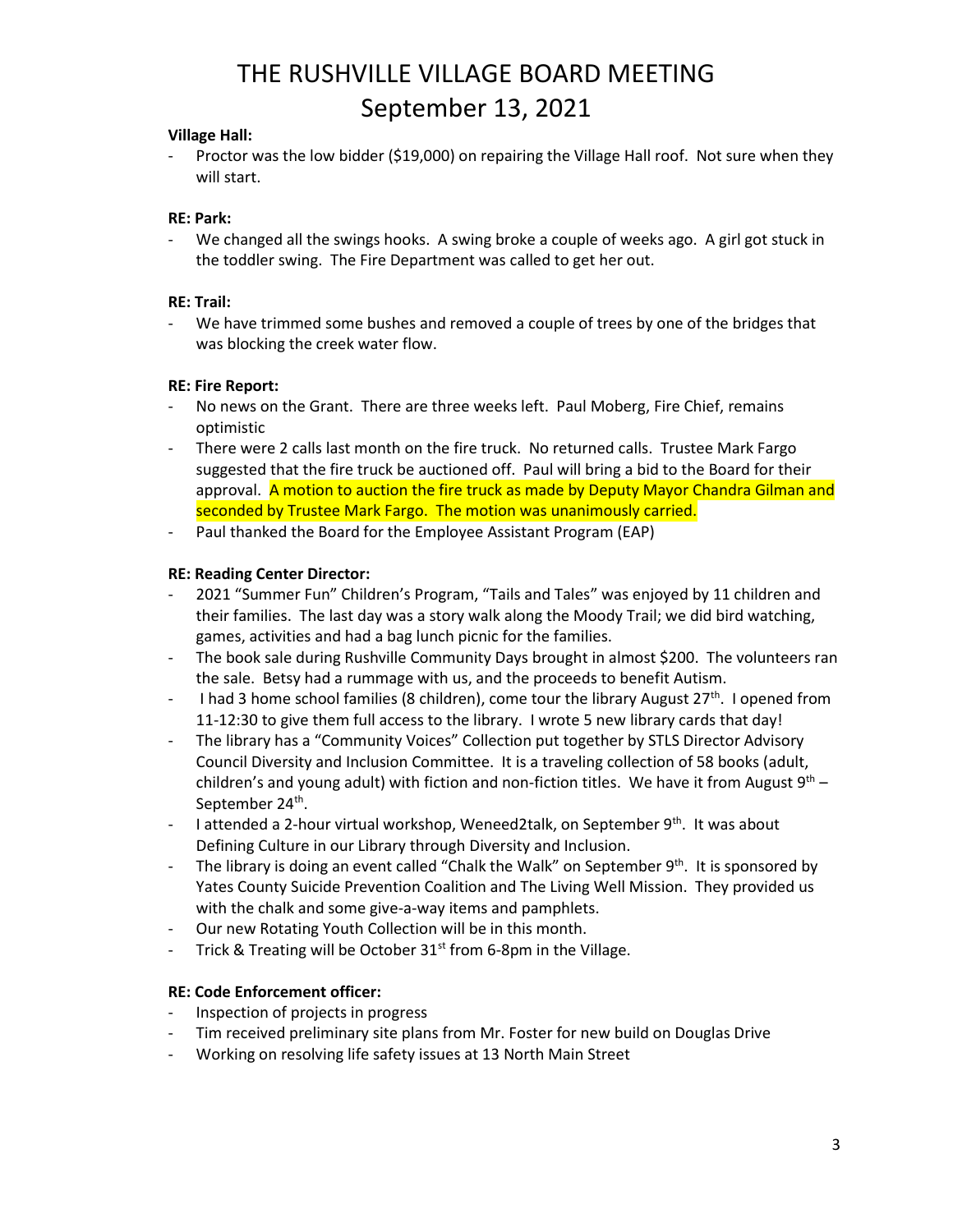# THE RUSHVILLE VILLAGE BOARD MEETING
# September 13, 2021

**Village Hall:**

- Proctor was the low bidder ($19,000) on repairing the Village Hall roof. Not sure when they will start.

**RE: Park:**

- We changed all the swings hooks. A swing broke a couple of weeks ago. A girl got stuck in the toddler swing. The Fire Department was called to get her out.

**RE: Trail:**

- We have trimmed some bushes and removed a couple of trees by one of the bridges that was blocking the creek water flow.

**RE: Fire Report:**

- No news on the Grant. There are three weeks left. Paul Moberg, Fire Chief, remains optimistic
- There were 2 calls last month on the fire truck. No returned calls. Trustee Mark Fargo suggested that the fire truck be auctioned off. Paul will bring a bid to the Board for their approval. A motion to auction the fire truck as made by Deputy Mayor Chandra Gilman and seconded by Trustee Mark Fargo. The motion was unanimously carried.
- Paul thanked the Board for the Employee Assistant Program (EAP)

**RE: Reading Center Director:**

- 2021 "Summer Fun" Children's Program, "Tails and Tales" was enjoyed by 11 children and their families. The last day was a story walk along the Moody Trail; we did bird watching, games, activities and had a bag lunch picnic for the families.
- The book sale during Rushville Community Days brought in almost $200. The volunteers ran the sale. Betsy had a rummage with us, and the proceeds to benefit Autism.
- I had 3 home school families (8 children), come tour the library August 27th. I opened from 11-12:30 to give them full access to the library. I wrote 5 new library cards that day!
- The library has a "Community Voices" Collection put together by STLS Director Advisory Council Diversity and Inclusion Committee. It is a traveling collection of 58 books (adult, children's and young adult) with fiction and non-fiction titles. We have it from August 9th – September 24th.
- I attended a 2-hour virtual workshop, Weneed2talk, on September 9th. It was about Defining Culture in our Library through Diversity and Inclusion.
- The library is doing an event called "Chalk the Walk" on September 9th. It is sponsored by Yates County Suicide Prevention Coalition and The Living Well Mission. They provided us with the chalk and some give-a-way items and pamphlets.
- Our new Rotating Youth Collection will be in this month.
- Trick & Treating will be October 31st from 6-8pm in the Village.

**RE: Code Enforcement officer:**

- Inspection of projects in progress
- Tim received preliminary site plans from Mr. Foster for new build on Douglas Drive
- Working on resolving life safety issues at 13 North Main Street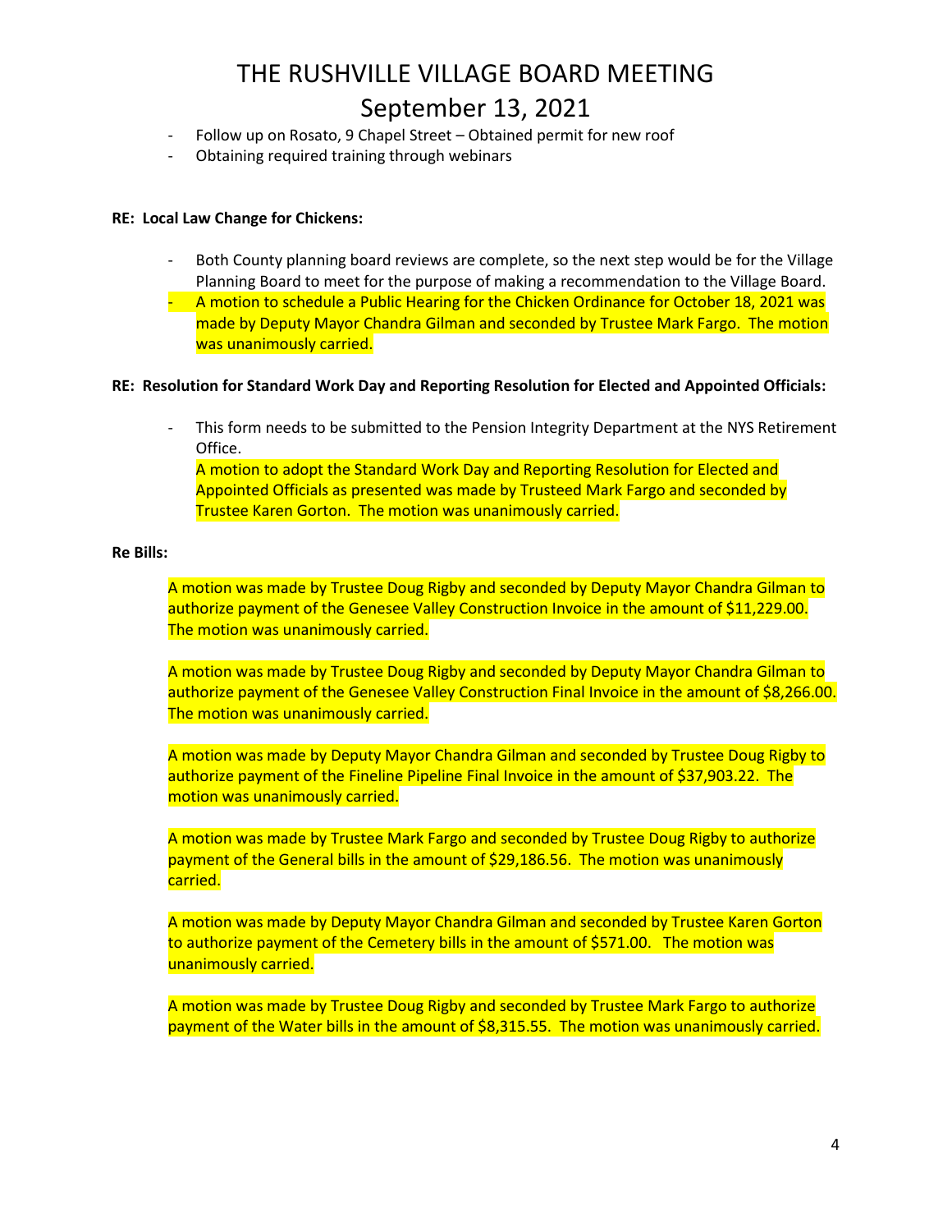- Follow up on Rosato, 9 Chapel Street – Obtained permit for new roof
- Obtaining required training through webinars

**RE: Local Law Change for Chickens:**

- Both County planning board reviews are complete, so the next step would be for the Village Planning Board to meet for the purpose of making a recommendation to the Village Board.
- A motion to schedule a Public Hearing for the Chicken Ordinance for October 18, 2021 was made by Deputy Mayor Chandra Gilman and seconded by Trustee Mark Fargo. The motion was unanimously carried.

**RE: Resolution for Standard Work Day and Reporting Resolution for Elected and Appointed Officials:**

- This form needs to be submitted to the Pension Integrity Department at the NYS Retirement Office.
  A motion to adopt the Standard Work Day and Reporting Resolution for Elected and Appointed Officials as presented was made by Trusteed Mark Fargo and seconded by Trustee Karen Gorton. The motion was unanimously carried.

**Re Bills:**

A motion was made by Trustee Doug Rigby and seconded by Deputy Mayor Chandra Gilman to authorize payment of the Genesee Valley Construction Invoice in the amount of $11,229.00. The motion was unanimously carried.

A motion was made by Trustee Doug Rigby and seconded by Deputy Mayor Chandra Gilman to authorize payment of the Genesee Valley Construction Final Invoice in the amount of $8,266.00. The motion was unanimously carried.

A motion was made by Deputy Mayor Chandra Gilman and seconded by Trustee Doug Rigby to authorize payment of the Fineline Pipeline Final Invoice in the amount of $37,903.22. The motion was unanimously carried.

A motion was made by Trustee Mark Fargo and seconded by Trustee Doug Rigby to authorize payment of the General bills in the amount of $29,186.56. The motion was unanimously carried.

A motion was made by Deputy Mayor Chandra Gilman and seconded by Trustee Karen Gorton to authorize payment of the Cemetery bills in the amount of $571.00. The motion was unanimously carried.

A motion was made by Trustee Doug Rigby and seconded by Trustee Mark Fargo to authorize payment of the Water bills in the amount of $8,315.55. The motion was unanimously carried.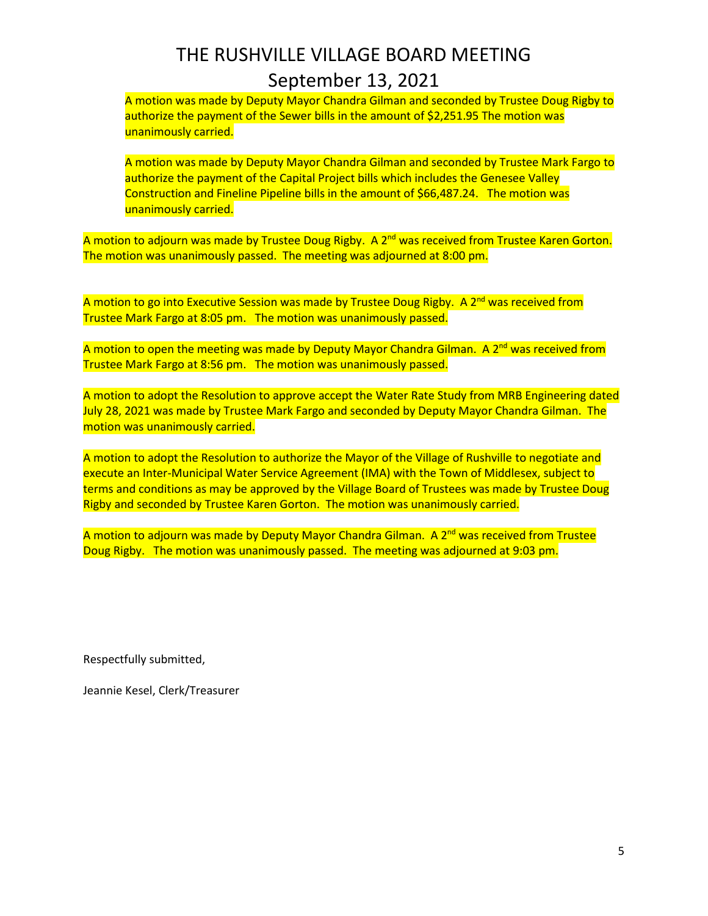# THE RUSHVILLE VILLAGE BOARD MEETING

## September 13, 2021

A motion was made by Deputy Mayor Chandra Gilman and seconded by Trustee Doug Rigby to authorize the payment of the Sewer bills in the amount of $2,251.95 The motion was unanimously carried.

A motion was made by Deputy Mayor Chandra Gilman and seconded by Trustee Mark Fargo to authorize the payment of the Capital Project bills which includes the Genesee Valley Construction and Fineline Pipeline bills in the amount of $66,487.24. The motion was unanimously carried.

A motion to adjourn was made by Trustee Doug Rigby. A 2nd was received from Trustee Karen Gorton. The motion was unanimously passed. The meeting was adjourned at 8:00 pm.

A motion to go into Executive Session was made by Trustee Doug Rigby. A 2nd was received from Trustee Mark Fargo at 8:05 pm. The motion was unanimously passed.

A motion to open the meeting was made by Deputy Mayor Chandra Gilman. A 2nd was received from Trustee Mark Fargo at 8:56 pm. The motion was unanimously passed.

A motion to adopt the Resolution to approve accept the Water Rate Study from MRB Engineering dated July 28, 2021 was made by Trustee Mark Fargo and seconded by Deputy Mayor Chandra Gilman. The motion was unanimously carried.

A motion to adopt the Resolution to authorize the Mayor of the Village of Rushville to negotiate and execute an Inter-Municipal Water Service Agreement (IMA) with the Town of Middlesex, subject to terms and conditions as may be approved by the Village Board of Trustees was made by Trustee Doug Rigby and seconded by Trustee Karen Gorton. The motion was unanimously carried.

A motion to adjourn was made by Deputy Mayor Chandra Gilman. A 2nd was received from Trustee Doug Rigby. The motion was unanimously passed. The meeting was adjourned at 9:03 pm.

Respectfully submitted,

Jeannie Kesel, Clerk/Treasurer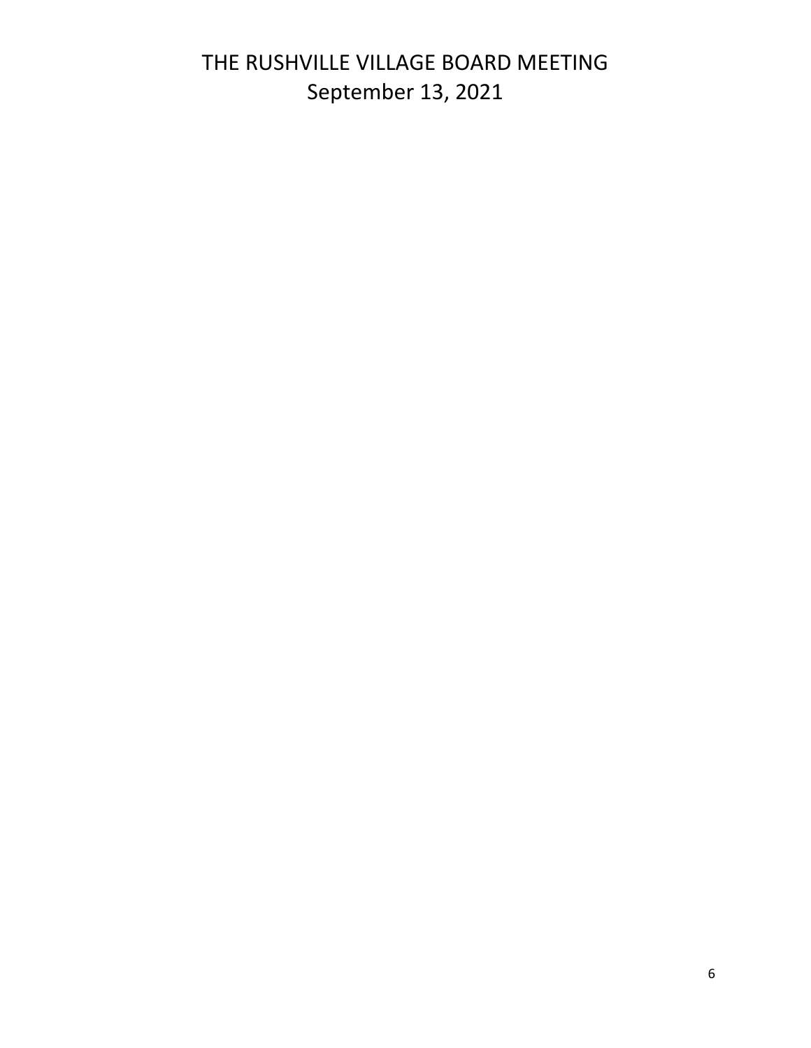THE RUSHVILLE VILLAGE BOARD MEETING
September 13, 2021